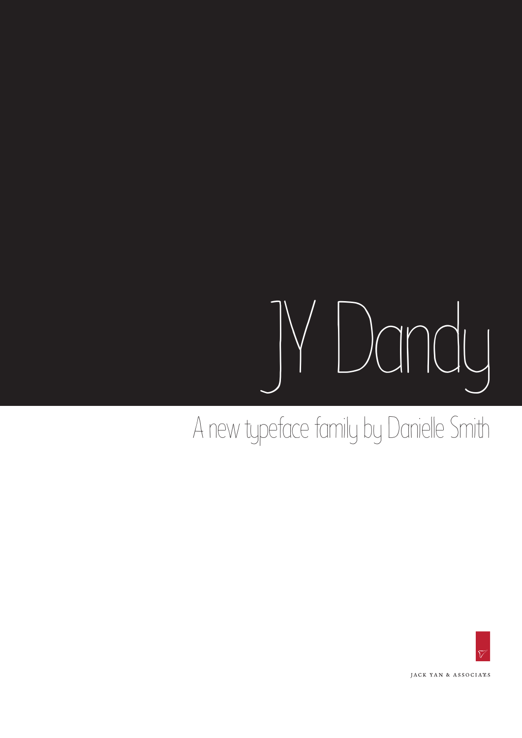# JY Dandy

A new typeface family by Danielle Smith

JACK YAN & ASSOCIATES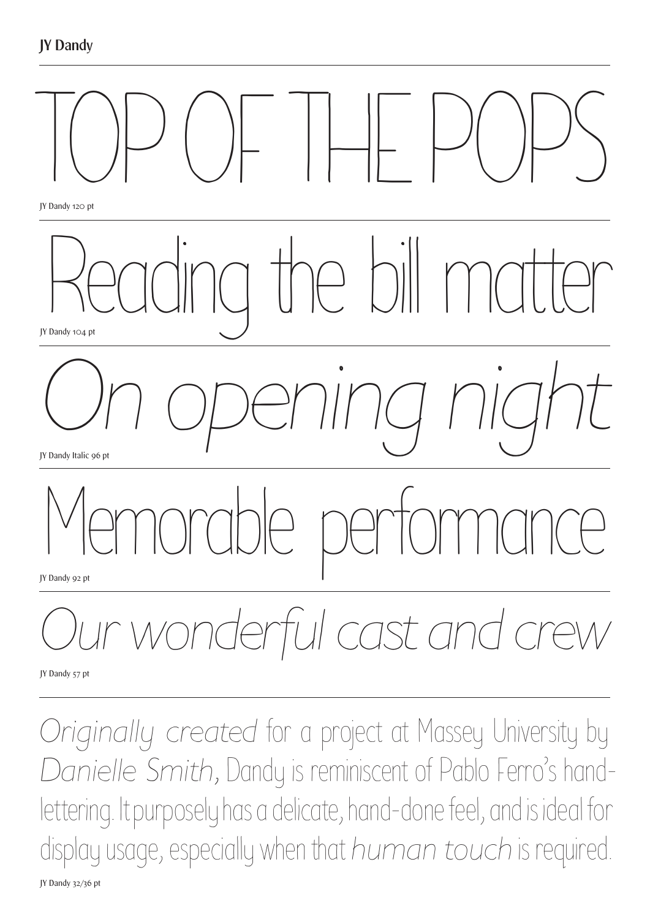**JY Dandy**

TOP OF THE POPS

JY Dandy 120 pt

Reading the bill matter

JY Dandy 104 pt

*On opening night*

JY Dandy Italic 96 pt

Memorable performance

JY Dandy 92 pt

*Our wonderful cast and crew*

JY Dandy 57 pt

*Originally created* for a project at Massey University by *Danielle Smith*, Dandy is reminiscent of Pablo Ferro's hand-lettering. It purposely has a delicate, hand-done feel, and is ideal for display usage, especially when that *human touch* is required.

JY Dandy 32/36 pt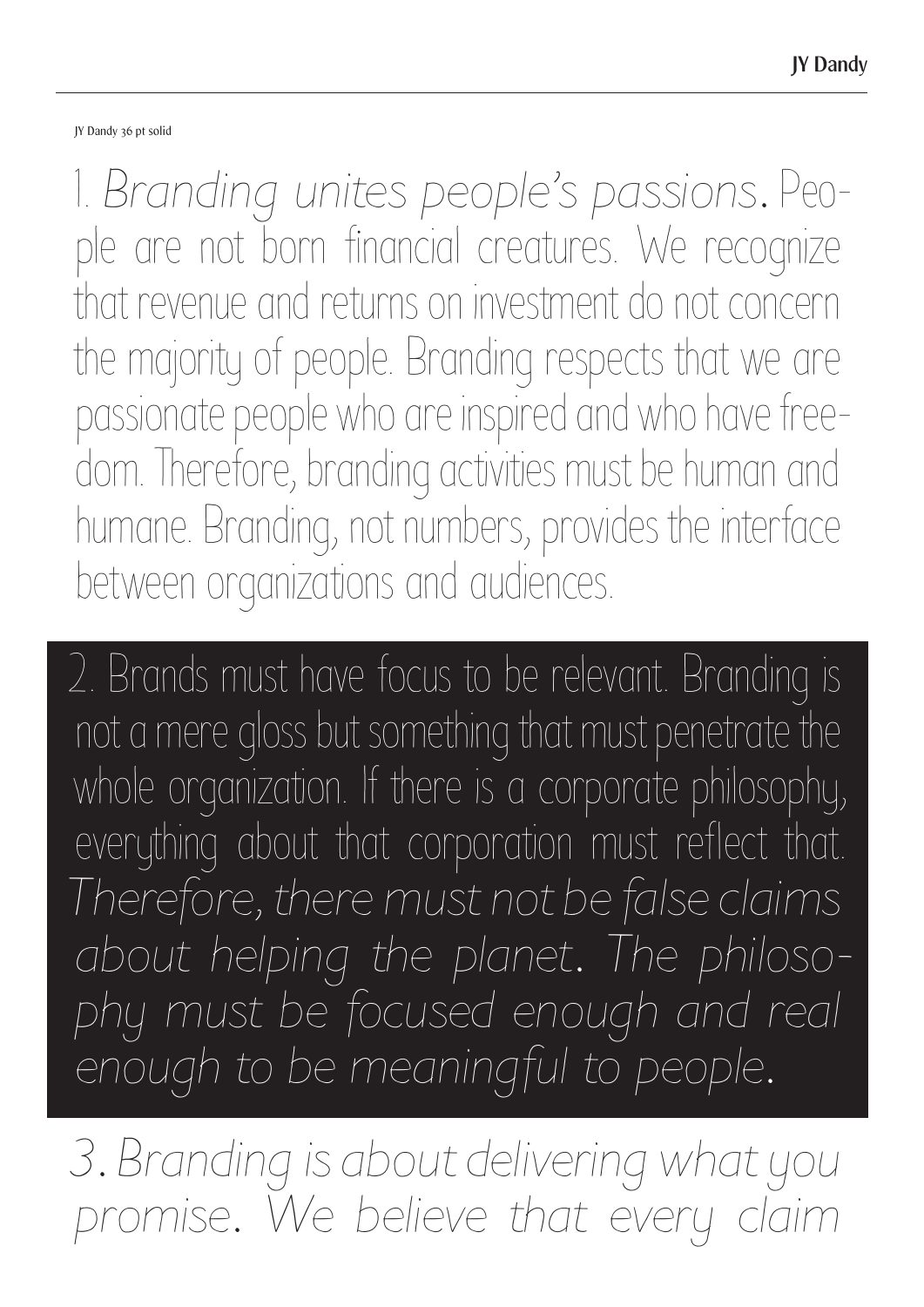JY Dandy 36 pt solid

1. *Branding unites people's passions.* People are not born financial creatures. We recognize that revenue and returns on investment do not concern the majority of people. Branding respects that we are passionate people who are inspired and who have freedom. Therefore, branding activities must be human and humane. Branding, not numbers, provides the interface between organizations and audiences.

2. Brands must have focus to be relevant. Branding is not a mere gloss but something that must penetrate the whole organization. If there is a corporate philosophy, everything about that corporation must reflect that. *Therefore, there must not be false claims about helping the planet. The philosophy must be focused enough and real enough to be meaningful to people.*

*3. Branding is about delivering what you promise. We believe that every claim*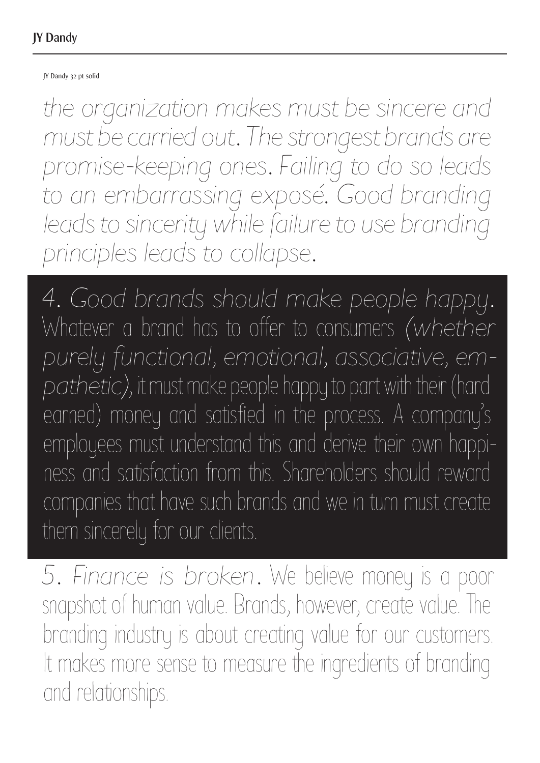## JY Dandy

JY Dandy 32 pt solid

*the organization makes must be sincere and must be carried out. The strongest brands are promise-keeping ones. Failing to do so leads to an embarrassing exposé. Good branding leads to sincerity while failure to use branding principles leads to collapse.*

*4. Good brands should make people happy.* Whatever a brand has to offer to consumers *(whether purely functional, emotional, associative, empathetic)*, it must make people happy to part with their (hard earned) money and satisfied in the process. A company's employees must understand this and derive their own happiness and satisfaction from this. Shareholders should reward companies that have such brands and we in turn must create them sincerely for our clients.

*5. Finance is broken.* We believe money is a poor snapshot of human value. Brands, however, create value. The branding industry is about creating value for our customers. It makes more sense to measure the ingredients of branding and relationships.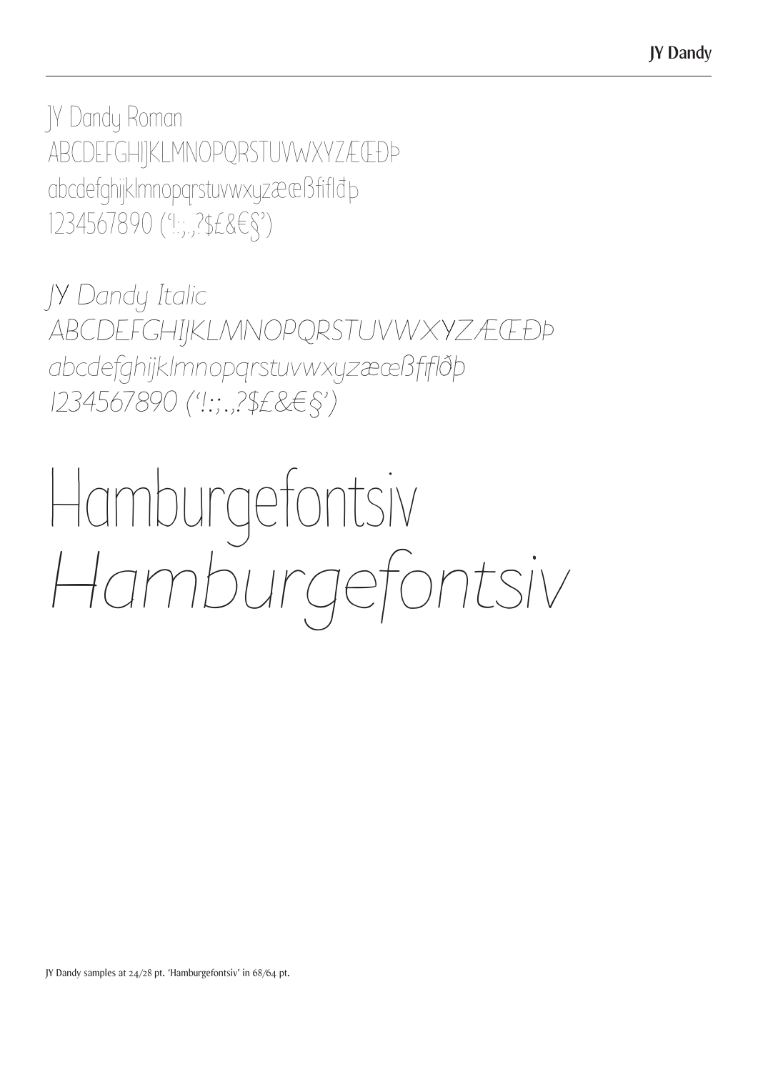JY Dandy Roman
ABCDEFGHIJKLMNOPQRSTUVWXYZÆŒĐÞ
abcdefghijklmnopqrstuvwxyzææßfiflđþ
1234567890 ('!:;.,?$£&€§')

*JY Dandy Italic*
*ABCDEFGHIJKLMNOPQRSTUVWXYZÆŒĐÞ*
*abcdefghijklmnopqrstuvwxyzæœßfiflðþ*
*1234567890 ('!:;.,?$£&€§')*

Hamburgefontsiv
*Hamburgefontsiv*

JY Dandy samples at 24/28 pt. 'Hamburgefontsiv' in 68/64 pt.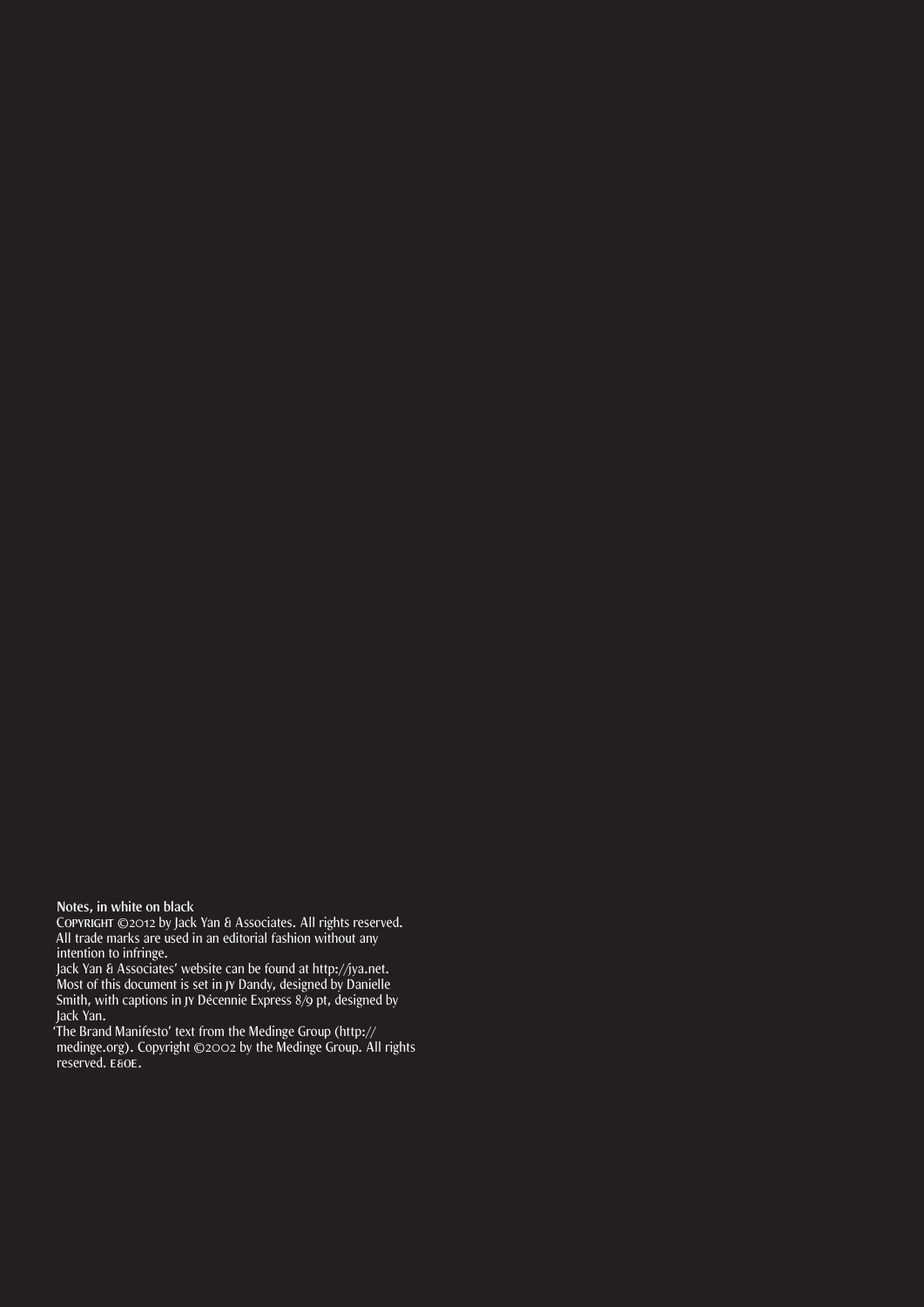**Notes, in white on black**

Copyright ©2012 by Jack Yan & Associates. All rights reserved. All trade marks are used in an editorial fashion without any intention to infringe.

Jack Yan & Associates' website can be found at http://jya.net.

Most of this document is set in JY Dandy, designed by Danielle Smith, with captions in JY Décennie Express 8/9 pt, designed by Jack Yan.

'The Brand Manifesto' text from the Medinge Group (http://medinge.org). Copyright ©2002 by the Medinge Group. All rights reserved. E&OE.